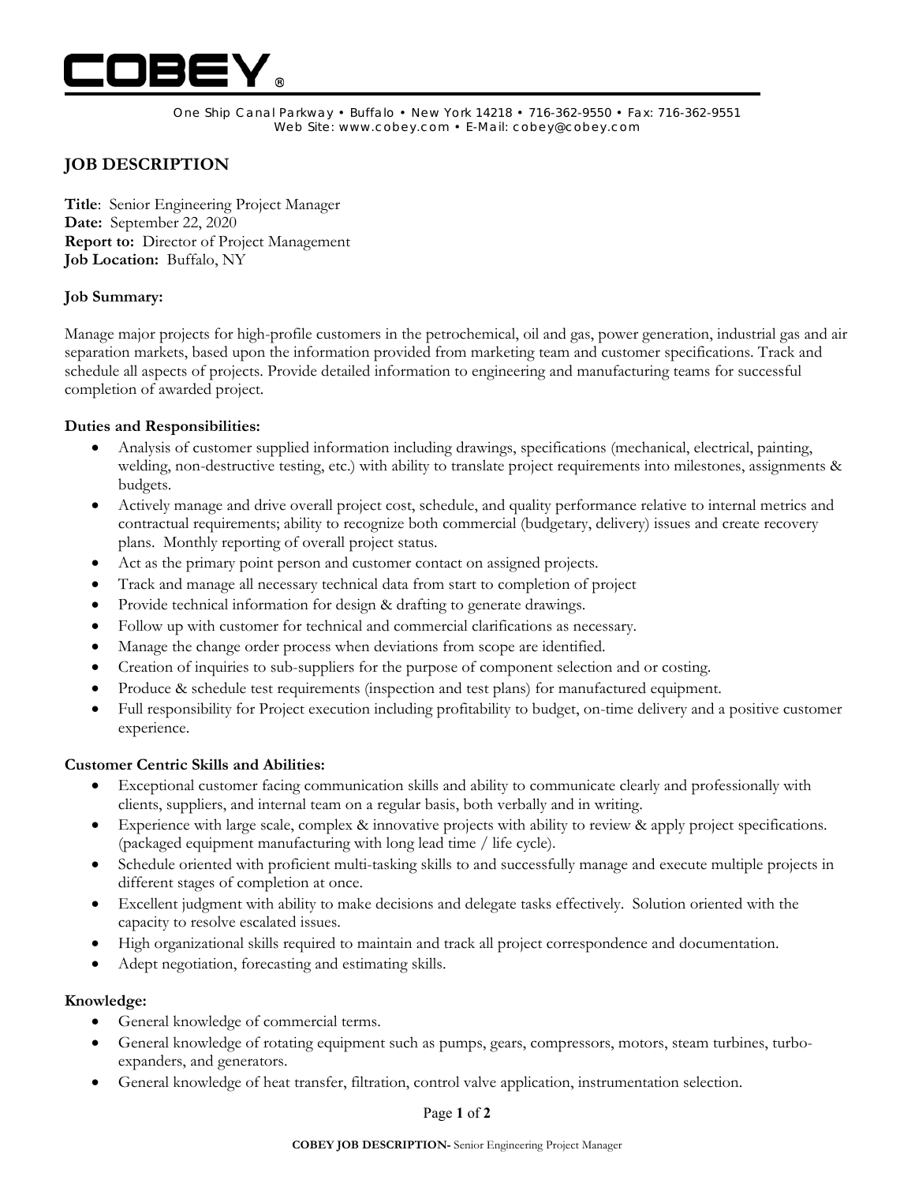# COBEY®

One Ship Canal Parkway • Buffalo • New York 14218 • 716-362-9550 • Fax: 716-362-9551
Web Site: www.cobey.com • E-Mail: cobey@cobey.com

## JOB DESCRIPTION

**Title**: Senior Engineering Project Manager
**Date:** September 22, 2020
**Report to:** Director of Project Management
**Job Location:** Buffalo, NY

### Job Summary:

Manage major projects for high-profile customers in the petrochemical, oil and gas, power generation, industrial gas and air separation markets, based upon the information provided from marketing team and customer specifications. Track and schedule all aspects of projects. Provide detailed information to engineering and manufacturing teams for successful completion of awarded project.

### Duties and Responsibilities:

- Analysis of customer supplied information including drawings, specifications (mechanical, electrical, painting, welding, non-destructive testing, etc.) with ability to translate project requirements into milestones, assignments & budgets.
- Actively manage and drive overall project cost, schedule, and quality performance relative to internal metrics and contractual requirements; ability to recognize both commercial (budgetary, delivery) issues and create recovery plans. Monthly reporting of overall project status.
- Act as the primary point person and customer contact on assigned projects.
- Track and manage all necessary technical data from start to completion of project
- Provide technical information for design & drafting to generate drawings.
- Follow up with customer for technical and commercial clarifications as necessary.
- Manage the change order process when deviations from scope are identified.
- Creation of inquiries to sub-suppliers for the purpose of component selection and or costing.
- Produce & schedule test requirements (inspection and test plans) for manufactured equipment.
- Full responsibility for Project execution including profitability to budget, on-time delivery and a positive customer experience.

### Customer Centric Skills and Abilities:

- Exceptional customer facing communication skills and ability to communicate clearly and professionally with clients, suppliers, and internal team on a regular basis, both verbally and in writing.
- Experience with large scale, complex & innovative projects with ability to review & apply project specifications. (packaged equipment manufacturing with long lead time / life cycle).
- Schedule oriented with proficient multi-tasking skills to and successfully manage and execute multiple projects in different stages of completion at once.
- Excellent judgment with ability to make decisions and delegate tasks effectively. Solution oriented with the capacity to resolve escalated issues.
- High organizational skills required to maintain and track all project correspondence and documentation.
- Adept negotiation, forecasting and estimating skills.

### Knowledge:

- General knowledge of commercial terms.
- General knowledge of rotating equipment such as pumps, gears, compressors, motors, steam turbines, turbo-expanders, and generators.
- General knowledge of heat transfer, filtration, control valve application, instrumentation selection.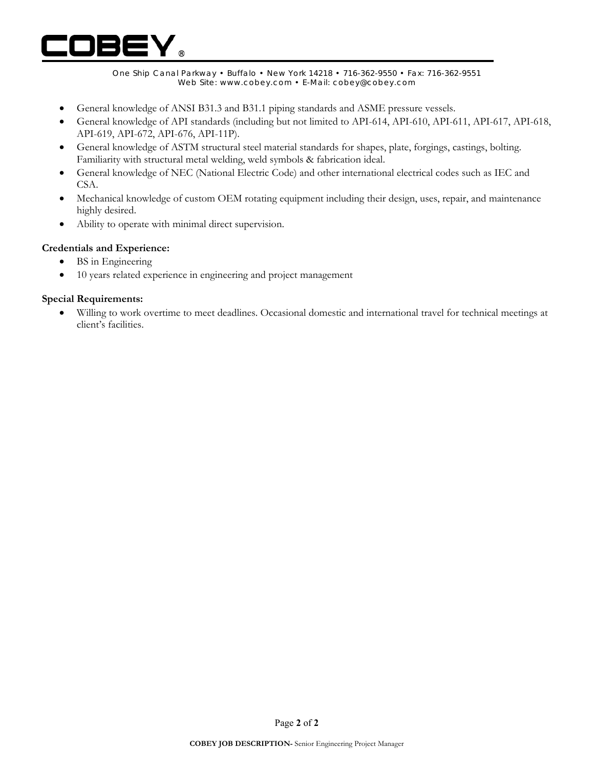- General knowledge of ANSI B31.3 and B31.1 piping standards and ASME pressure vessels.
- General knowledge of API standards (including but not limited to API-614, API-610, API-611, API-617, API-618, API-619, API-672, API-676, API-11P).
- General knowledge of ASTM structural steel material standards for shapes, plate, forgings, castings, bolting. Familiarity with structural metal welding, weld symbols & fabrication ideal.
- General knowledge of NEC (National Electric Code) and other international electrical codes such as IEC and CSA.
- Mechanical knowledge of custom OEM rotating equipment including their design, uses, repair, and maintenance highly desired.
- Ability to operate with minimal direct supervision.

**Credentials and Experience:**

- BS in Engineering
- 10 years related experience in engineering and project management

**Special Requirements:**

- Willing to work overtime to meet deadlines. Occasional domestic and international travel for technical meetings at client's facilities.